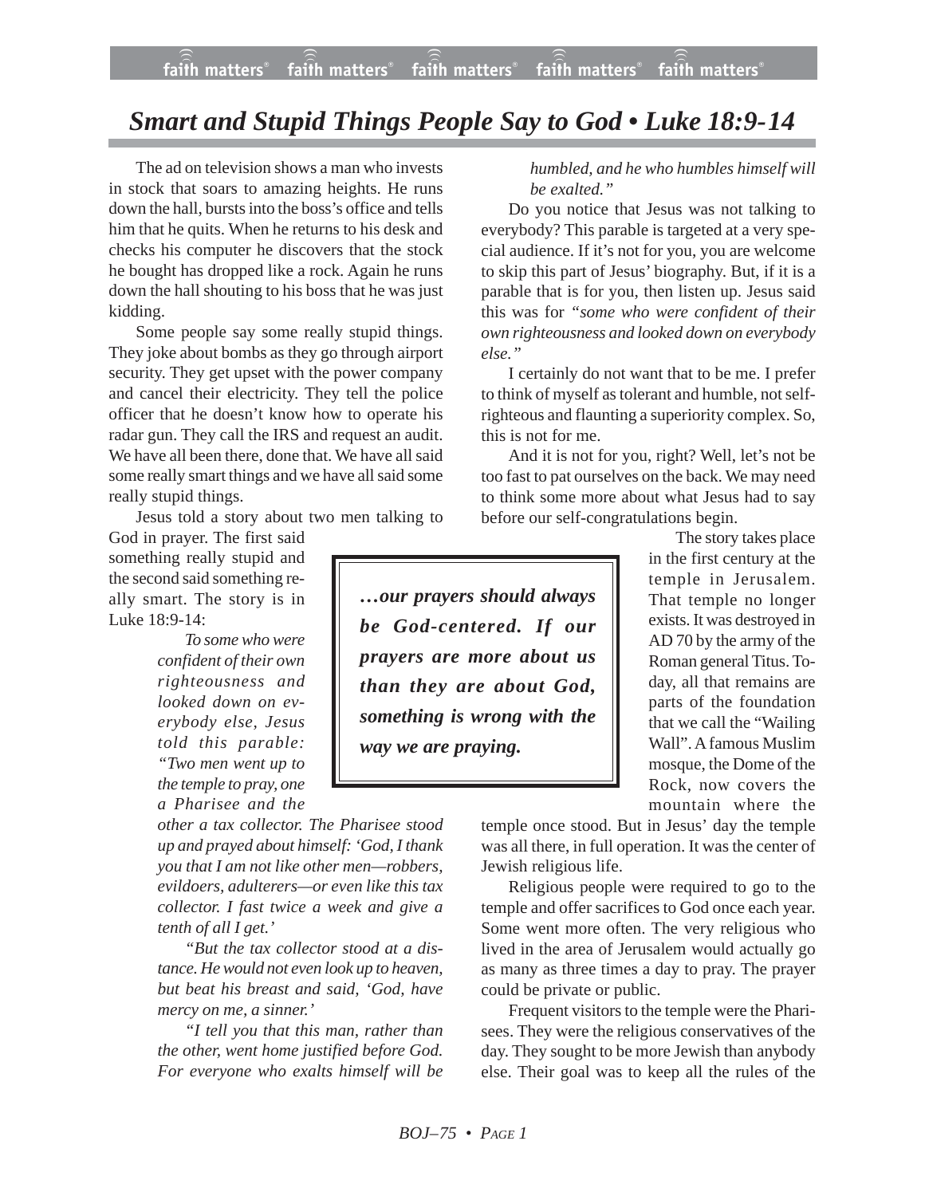# *Smart and Stupid Things People Say to God • Luke 18:9-14*

The ad on television shows a man who invests in stock that soars to amazing heights. He runs down the hall, bursts into the boss's office and tells him that he quits. When he returns to his desk and checks his computer he discovers that the stock he bought has dropped like a rock. Again he runs down the hall shouting to his boss that he was just kidding.

Some people say some really stupid things. They joke about bombs as they go through airport security. They get upset with the power company and cancel their electricity. They tell the police officer that he doesn't know how to operate his radar gun. They call the IRS and request an audit. We have all been there, done that. We have all said some really smart things and we have all said some really stupid things.

Jesus told a story about two men talking to God in prayer. The first said something really stupid and the second said something really smart. The story is in Luke 18:9-14:

> *To some who were confident of their own righteousness and looked down on everybody else, Jesus told this parable: "Two men went up to the temple to pray, one a Pharisee and the other a tax collector. The Pharisee stood up and prayed about himself: 'God, I thank you that I am not like other men—robbers, evildoers, adulterers—or even like this tax collector. I fast twice a week and give a tenth of all I get.'*
>
> *"But the tax collector stood at a distance. He would not even look up to heaven, but beat his breast and said, 'God, have mercy on me, a sinner.'*
>
> *"I tell you that this man, rather than the other, went home justified before God. For everyone who exalts himself will be humbled, and he who humbles himself will be exalted."*

Do you notice that Jesus was not talking to everybody? This parable is targeted at a very special audience. If it's not for you, you are welcome to skip this part of Jesus' biography. But, if it is a parable that is for you, then listen up. Jesus said this was for *"some who were confident of their own righteousness and looked down on everybody else."*

I certainly do not want that to be me. I prefer to think of myself as tolerant and humble, not self-righteous and flaunting a superiority complex. So, this is not for me.

And it is not for you, right? Well, let's not be too fast to pat ourselves on the back. We may need to think some more about what Jesus had to say before our self-congratulations begin.

> ***…our prayers should always be God-centered. If our prayers are more about us than they are about God, something is wrong with the way we are praying.***

The story takes place in the first century at the temple in Jerusalem. That temple no longer exists. It was destroyed in AD 70 by the army of the Roman general Titus. Today, all that remains are parts of the foundation that we call the "Wailing Wall". A famous Muslim mosque, the Dome of the Rock, now covers the mountain where the temple once stood. But in Jesus' day the temple was all there, in full operation. It was the center of Jewish religious life.

Religious people were required to go to the temple and offer sacrifices to God once each year. Some went more often. The very religious who lived in the area of Jerusalem would actually go as many as three times a day to pray. The prayer could be private or public.

Frequent visitors to the temple were the Pharisees. They were the religious conservatives of the day. They sought to be more Jewish than anybody else. Their goal was to keep all the rules of the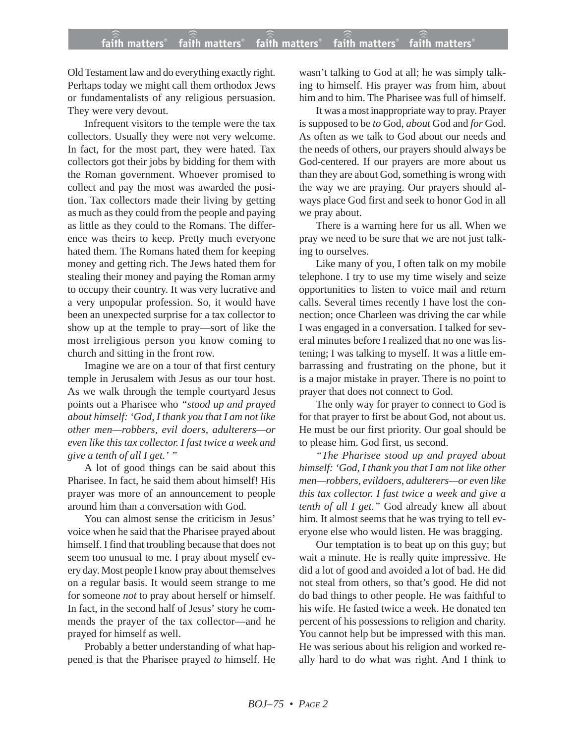Old Testament law and do everything exactly right. Perhaps today we might call them orthodox Jews or fundamentalists of any religious persuasion. They were very devout.

Infrequent visitors to the temple were the tax collectors. Usually they were not very welcome. In fact, for the most part, they were hated. Tax collectors got their jobs by bidding for them with the Roman government. Whoever promised to collect and pay the most was awarded the position. Tax collectors made their living by getting as much as they could from the people and paying as little as they could to the Romans. The difference was theirs to keep. Pretty much everyone hated them. The Romans hated them for keeping money and getting rich. The Jews hated them for stealing their money and paying the Roman army to occupy their country. It was very lucrative and a very unpopular profession. So, it would have been an unexpected surprise for a tax collector to show up at the temple to pray—sort of like the most irreligious person you know coming to church and sitting in the front row.

Imagine we are on a tour of that first century temple in Jerusalem with Jesus as our tour host. As we walk through the temple courtyard Jesus points out a Pharisee who *"stood up and prayed about himself: 'God, I thank you that I am not like other men—robbers, evil doers, adulterers—or even like this tax collector. I fast twice a week and give a tenth of all I get.' "*

A lot of good things can be said about this Pharisee. In fact, he said them about himself! His prayer was more of an announcement to people around him than a conversation with God.

You can almost sense the criticism in Jesus' voice when he said that the Pharisee prayed about himself. I find that troubling because that does not seem too unusual to me. I pray about myself every day. Most people I know pray about themselves on a regular basis. It would seem strange to me for someone *not* to pray about herself or himself. In fact, in the second half of Jesus' story he commends the prayer of the tax collector—and he prayed for himself as well.

Probably a better understanding of what happened is that the Pharisee prayed *to* himself. He wasn't talking to God at all; he was simply talking to himself. His prayer was from him, about him and to him. The Pharisee was full of himself.

It was a most inappropriate way to pray. Prayer is supposed to be *to* God, *about* God and *for* God. As often as we talk to God about our needs and the needs of others, our prayers should always be God-centered. If our prayers are more about us than they are about God, something is wrong with the way we are praying. Our prayers should always place God first and seek to honor God in all we pray about.

There is a warning here for us all. When we pray we need to be sure that we are not just talking to ourselves.

Like many of you, I often talk on my mobile telephone. I try to use my time wisely and seize opportunities to listen to voice mail and return calls. Several times recently I have lost the connection; once Charleen was driving the car while I was engaged in a conversation. I talked for several minutes before I realized that no one was listening; I was talking to myself. It was a little embarrassing and frustrating on the phone, but it is a major mistake in prayer. There is no point to prayer that does not connect to God.

The only way for prayer to connect to God is for that prayer to first be about God, not about us. He must be our first priority. Our goal should be to please him. God first, us second.

*"The Pharisee stood up and prayed about himself: 'God, I thank you that I am not like other men—robbers, evildoers, adulterers—or even like this tax collector. I fast twice a week and give a tenth of all I get."* God already knew all about him. It almost seems that he was trying to tell everyone else who would listen. He was bragging.

Our temptation is to beat up on this guy; but wait a minute. He is really quite impressive. He did a lot of good and avoided a lot of bad. He did not steal from others, so that's good. He did not do bad things to other people. He was faithful to his wife. He fasted twice a week. He donated ten percent of his possessions to religion and charity. You cannot help but be impressed with this man. He was serious about his religion and worked really hard to do what was right. And I think to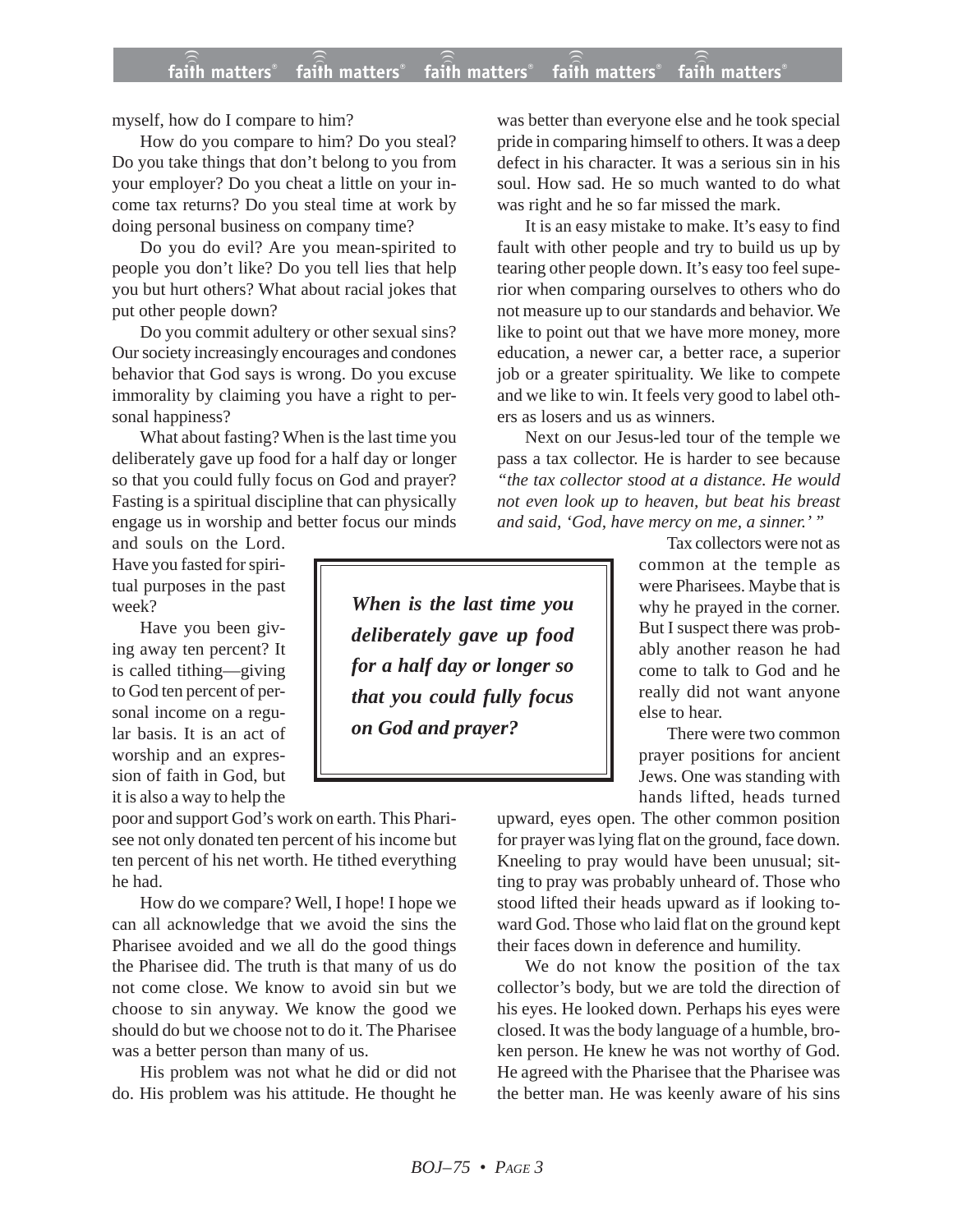myself, how do I compare to him?

How do you compare to him? Do you steal? Do you take things that don't belong to you from your employer? Do you cheat a little on your income tax returns? Do you steal time at work by doing personal business on company time?

Do you do evil? Are you mean-spirited to people you don't like? Do you tell lies that help you but hurt others? What about racial jokes that put other people down?

Do you commit adultery or other sexual sins? Our society increasingly encourages and condones behavior that God says is wrong. Do you excuse immorality by claiming you have a right to personal happiness?

What about fasting? When is the last time you deliberately gave up food for a half day or longer so that you could fully focus on God and prayer? Fasting is a spiritual discipline that can physically engage us in worship and better focus our minds and souls on the Lord. Have you fasted for spiritual purposes in the past week?

Have you been giving away ten percent? It is called tithing—giving to God ten percent of personal income on a regular basis. It is an act of worship and an expression of faith in God, but it is also a way to help the poor and support God's work on earth. This Pharisee not only donated ten percent of his income but ten percent of his net worth. He tithed everything he had.

How do we compare? Well, I hope! I hope we can all acknowledge that we avoid the sins the Pharisee avoided and we all do the good things the Pharisee did. The truth is that many of us do not come close. We know to avoid sin but we choose to sin anyway. We know the good we should do but we choose not to do it. The Pharisee was a better person than many of us.

His problem was not what he did or did not do. His problem was his attitude. He thought he was better than everyone else and he took special pride in comparing himself to others. It was a deep defect in his character. It was a serious sin in his soul. How sad. He so much wanted to do what was right and he so far missed the mark.

It is an easy mistake to make. It's easy to find fault with other people and try to build us up by tearing other people down. It's easy too feel superior when comparing ourselves to others who do not measure up to our standards and behavior. We like to point out that we have more money, more education, a newer car, a better race, a superior job or a greater spirituality. We like to compete and we like to win. It feels very good to label others as losers and us as winners.

Next on our Jesus-led tour of the temple we pass a tax collector. He is harder to see because *"the tax collector stood at a distance. He would not even look up to heaven, but beat his breast and said, 'God, have mercy on me, a sinner.' "*

> ***When is the last time you deliberately gave up food for a half day or longer so that you could fully focus on God and prayer?***

Tax collectors were not as common at the temple as were Pharisees. Maybe that is why he prayed in the corner. But I suspect there was probably another reason he had come to talk to God and he really did not want anyone else to hear.

There were two common prayer positions for ancient Jews. One was standing with hands lifted, heads turned upward, eyes open. The other common position for prayer was lying flat on the ground, face down. Kneeling to pray would have been unusual; sitting to pray was probably unheard of. Those who stood lifted their heads upward as if looking toward God. Those who laid flat on the ground kept their faces down in deference and humility.

We do not know the position of the tax collector's body, but we are told the direction of his eyes. He looked down. Perhaps his eyes were closed. It was the body language of a humble, broken person. He knew he was not worthy of God. He agreed with the Pharisee that the Pharisee was the better man. He was keenly aware of his sins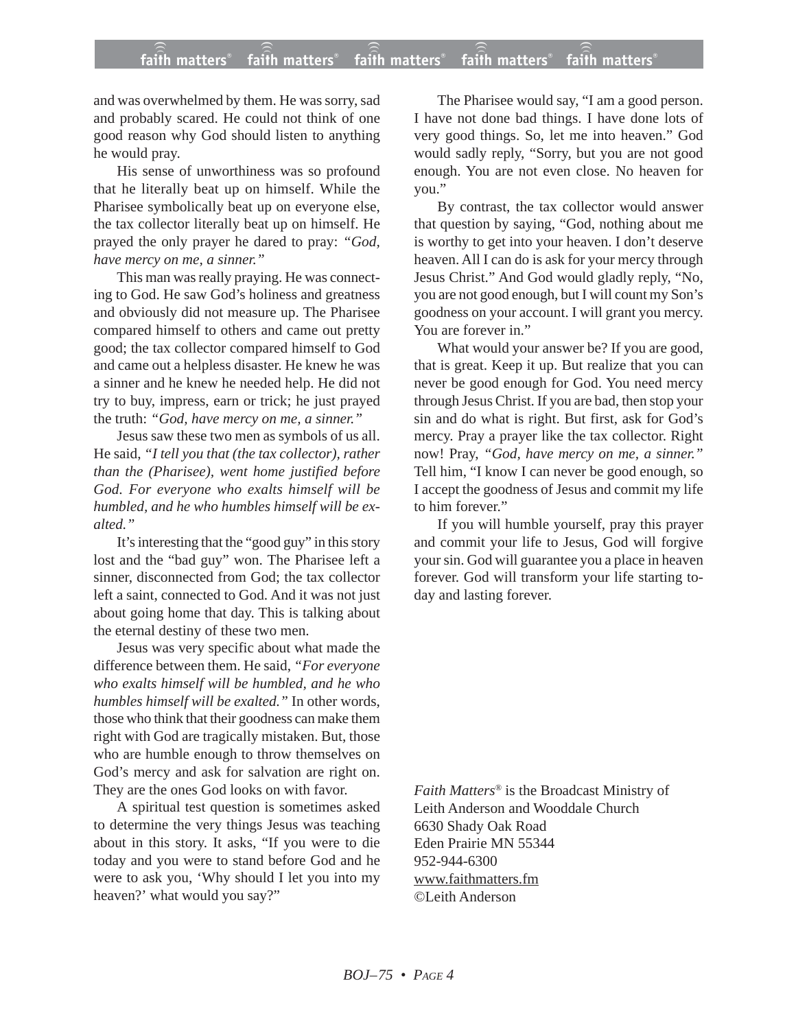and was overwhelmed by them. He was sorry, sad and probably scared. He could not think of one good reason why God should listen to anything he would pray.

His sense of unworthiness was so profound that he literally beat up on himself. While the Pharisee symbolically beat up on everyone else, the tax collector literally beat up on himself. He prayed the only prayer he dared to pray: *"God, have mercy on me, a sinner."*

This man was really praying. He was connecting to God. He saw God's holiness and greatness and obviously did not measure up. The Pharisee compared himself to others and came out pretty good; the tax collector compared himself to God and came out a helpless disaster. He knew he was a sinner and he knew he needed help. He did not try to buy, impress, earn or trick; he just prayed the truth: *"God, have mercy on me, a sinner."*

Jesus saw these two men as symbols of us all. He said, *"I tell you that (the tax collector), rather than the (Pharisee), went home justified before God. For everyone who exalts himself will be humbled, and he who humbles himself will be exalted."*

It's interesting that the "good guy" in this story lost and the "bad guy" won. The Pharisee left a sinner, disconnected from God; the tax collector left a saint, connected to God. And it was not just about going home that day. This is talking about the eternal destiny of these two men.

Jesus was very specific about what made the difference between them. He said, *"For everyone who exalts himself will be humbled, and he who humbles himself will be exalted."* In other words, those who think that their goodness can make them right with God are tragically mistaken. But, those who are humble enough to throw themselves on God's mercy and ask for salvation are right on. They are the ones God looks on with favor.

A spiritual test question is sometimes asked to determine the very things Jesus was teaching about in this story. It asks, "If you were to die today and you were to stand before God and he were to ask you, 'Why should I let you into my heaven?' what would you say?"

The Pharisee would say, "I am a good person. I have not done bad things. I have done lots of very good things. So, let me into heaven." God would sadly reply, "Sorry, but you are not good enough. You are not even close. No heaven for you."

By contrast, the tax collector would answer that question by saying, "God, nothing about me is worthy to get into your heaven. I don't deserve heaven. All I can do is ask for your mercy through Jesus Christ." And God would gladly reply, "No, you are not good enough, but I will count my Son's goodness on your account. I will grant you mercy. You are forever in."

What would your answer be? If you are good, that is great. Keep it up. But realize that you can never be good enough for God. You need mercy through Jesus Christ. If you are bad, then stop your sin and do what is right. But first, ask for God's mercy. Pray a prayer like the tax collector. Right now! Pray, *"God, have mercy on me, a sinner."* Tell him, "I know I can never be good enough, so I accept the goodness of Jesus and commit my life to him forever."

If you will humble yourself, pray this prayer and commit your life to Jesus, God will forgive your sin. God will guarantee you a place in heaven forever. God will transform your life starting today and lasting forever.

*Faith Matters®* is the Broadcast Ministry of
Leith Anderson and Wooddale Church
6630 Shady Oak Road
Eden Prairie MN 55344
952-944-6300
www.faithmatters.fm
©Leith Anderson